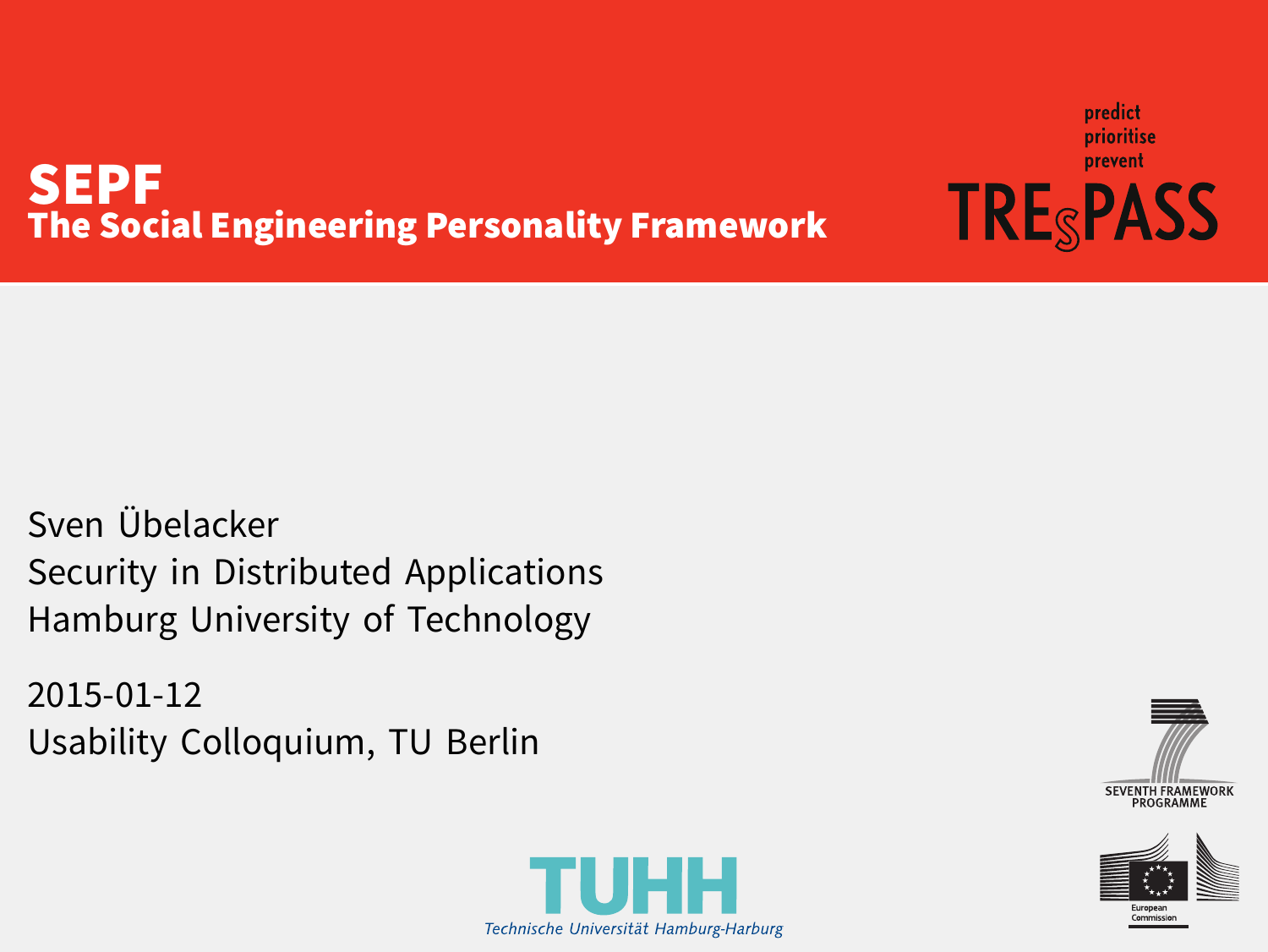# SEPF

## The Social Engineering Personality Framework

predict
prioritise
prevent

TRESPASS

Sven Übelacker
Security in Distributed Applications
Hamburg University of Technology

2015-01-12
Usability Colloquium, TU Berlin

SEVENTH FRAMEWORK PROGRAMME

European Commission

TUHH
Technische Universität Hamburg-Harburg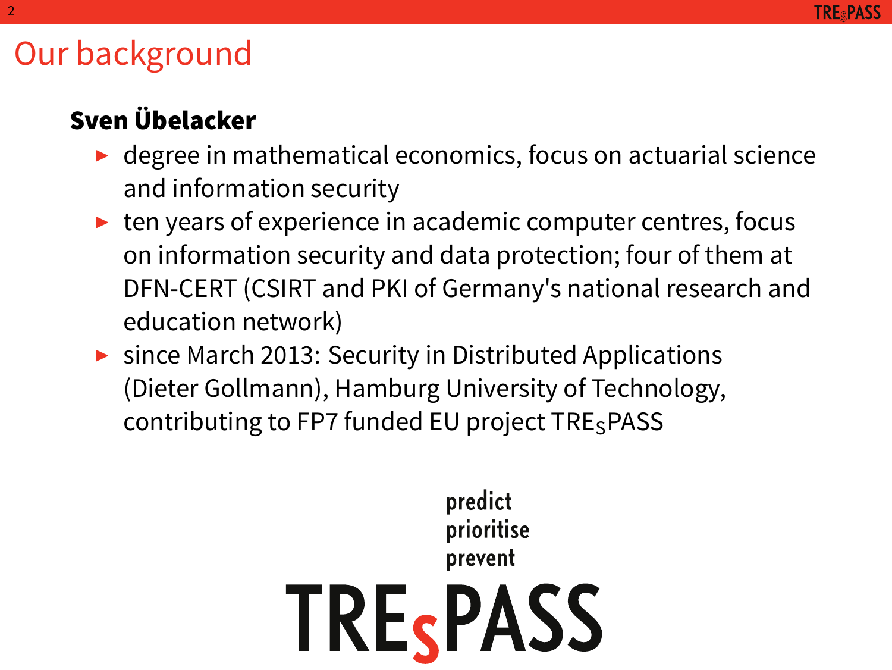# Our background

**Sven Übelacker**

- degree in mathematical economics, focus on actuarial science and information security
- ten years of experience in academic computer centres, focus on information security and data protection; four of them at DFN-CERT (CSIRT and PKI of Germany's national research and education network)
- since March 2013: Security in Distributed Applications (Dieter Gollmann), Hamburg University of Technology, contributing to FP7 funded EU project TRE$_S$PASS

predict
prioritise
prevent

TRE$_S$PASS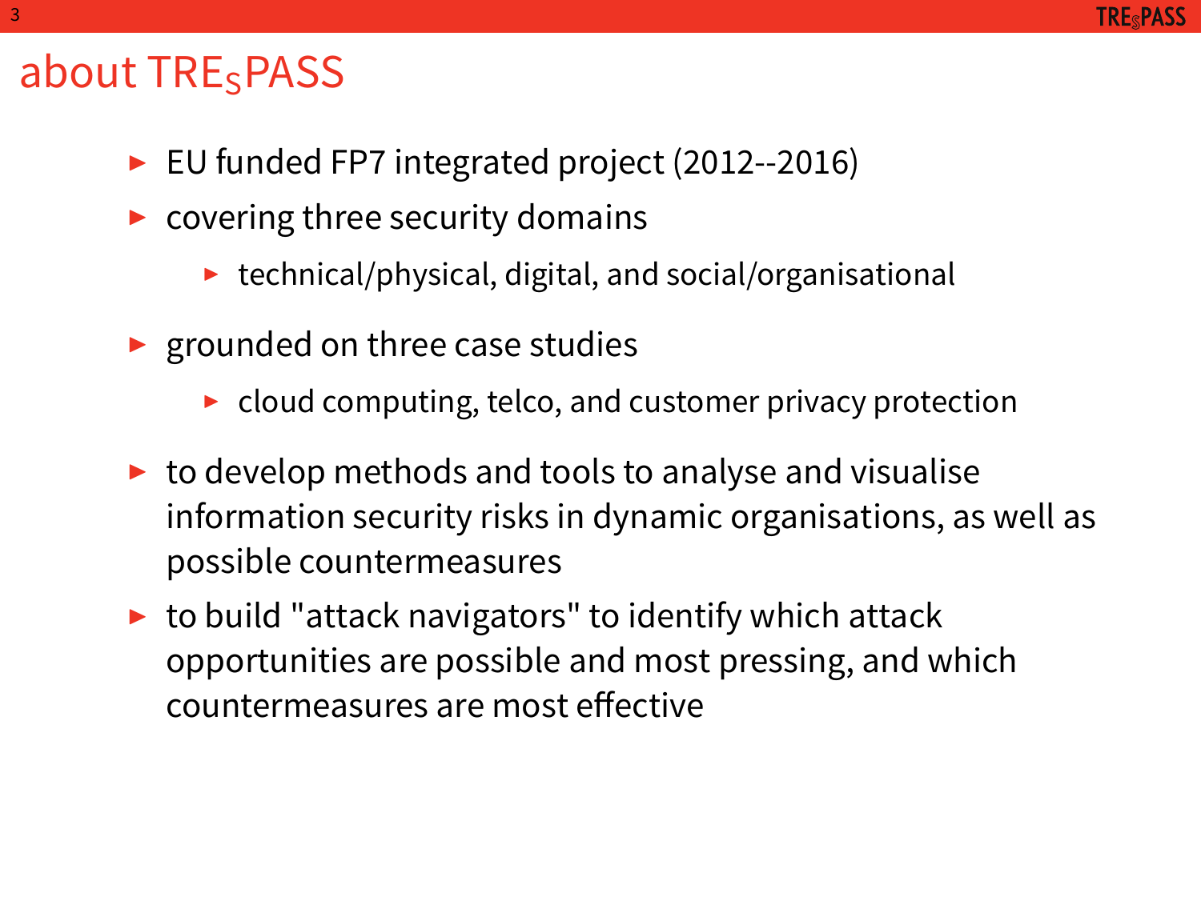# about TRE$_S$PASS

- EU funded FP7 integrated project (2012--2016)
- covering three security domains
  - technical/physical, digital, and social/organisational
- grounded on three case studies
  - cloud computing, telco, and customer privacy protection
- to develop methods and tools to analyse and visualise information security risks in dynamic organisations, as well as possible countermeasures
- to build "attack navigators" to identify which attack opportunities are possible and most pressing, and which countermeasures are most effective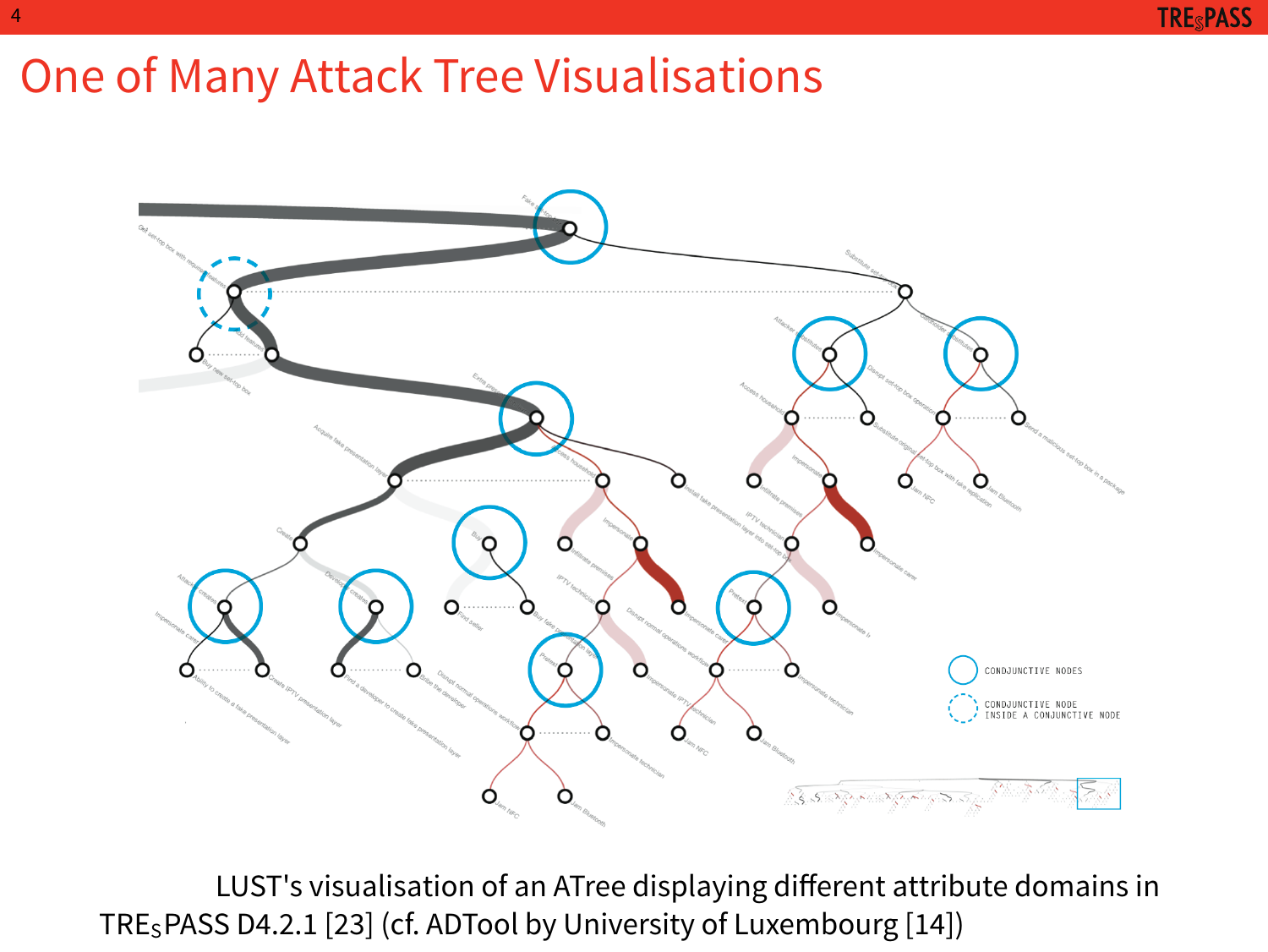# One of Many Attack Tree Visualisations

LUST's visualisation of an ATree displaying different attribute domains in TRE$_S$PASS D4.2.1 [23] (cf. ADTool by University of Luxembourg [14])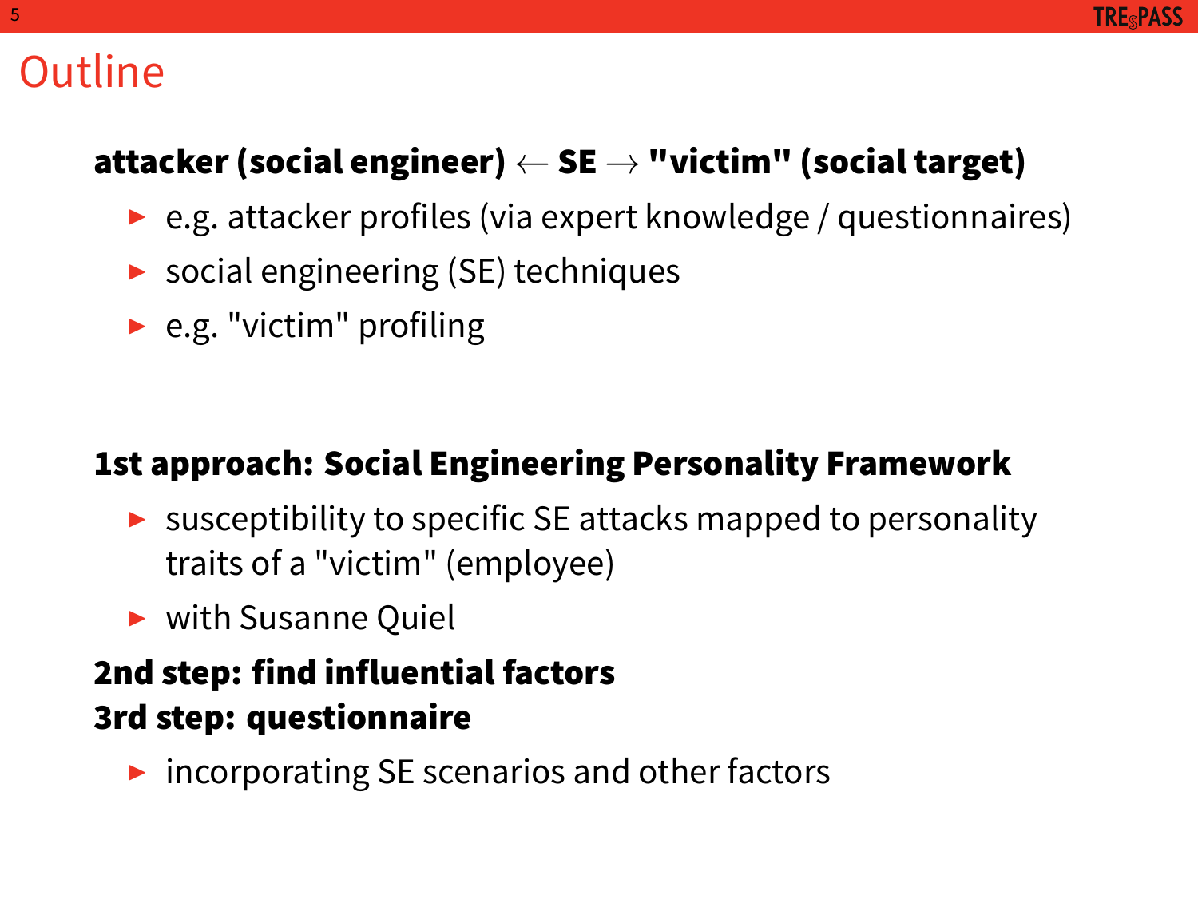# Outline

**attacker (social engineer) $\leftarrow$ SE $\rightarrow$ "victim" (social target)**

- e.g. attacker profiles (via expert knowledge / questionnaires)
- social engineering (SE) techniques
- e.g. "victim" profiling

**1st approach: Social Engineering Personality Framework**

- susceptibility to specific SE attacks mapped to personality traits of a "victim" (employee)
- with Susanne Quiel

**2nd step: find influential factors**
**3rd step: questionnaire**

- incorporating SE scenarios and other factors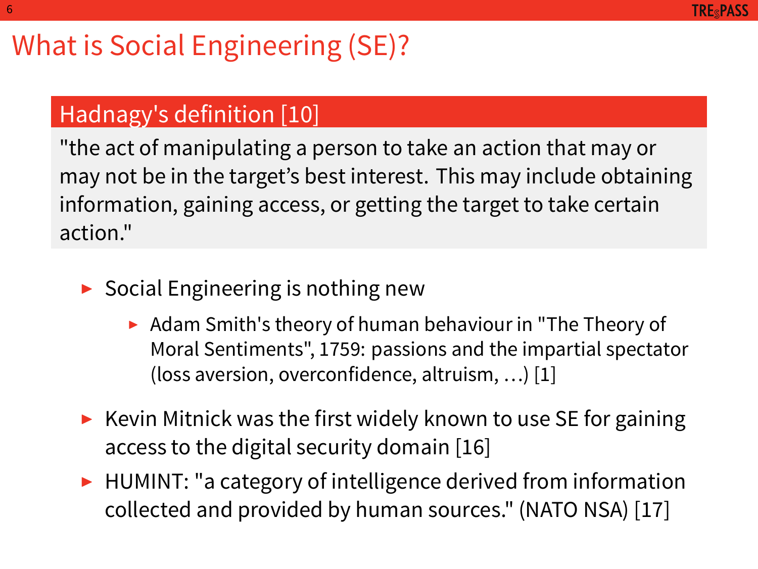# What is Social Engineering (SE)?

### Hadnagy's definition [10]

"the act of manipulating a person to take an action that may or may not be in the target's best interest. This may include obtaining information, gaining access, or getting the target to take certain action."

- Social Engineering is nothing new
  - Adam Smith's theory of human behaviour in "The Theory of Moral Sentiments", 1759: passions and the impartial spectator (loss aversion, overconfidence, altruism, …) [1]
- Kevin Mitnick was the first widely known to use SE for gaining access to the digital security domain [16]
- HUMINT: "a category of intelligence derived from information collected and provided by human sources." (NATO NSA) [17]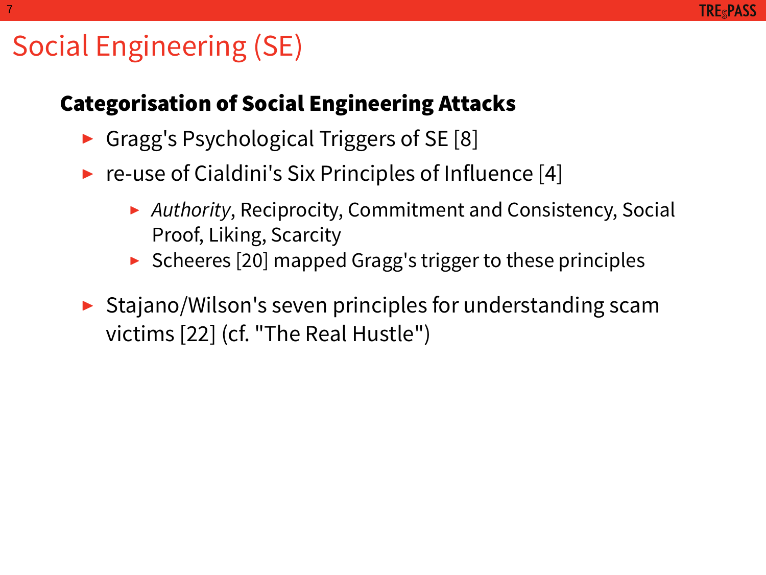# Social Engineering (SE)

## Categorisation of Social Engineering Attacks

- Gragg's Psychological Triggers of SE [8]
- re-use of Cialdini's Six Principles of Influence [4]
  - *Authority*, Reciprocity, Commitment and Consistency, Social Proof, Liking, Scarcity
  - Scheeres [20] mapped Gragg's trigger to these principles
- Stajano/Wilson's seven principles for understanding scam victims [22] (cf. "The Real Hustle")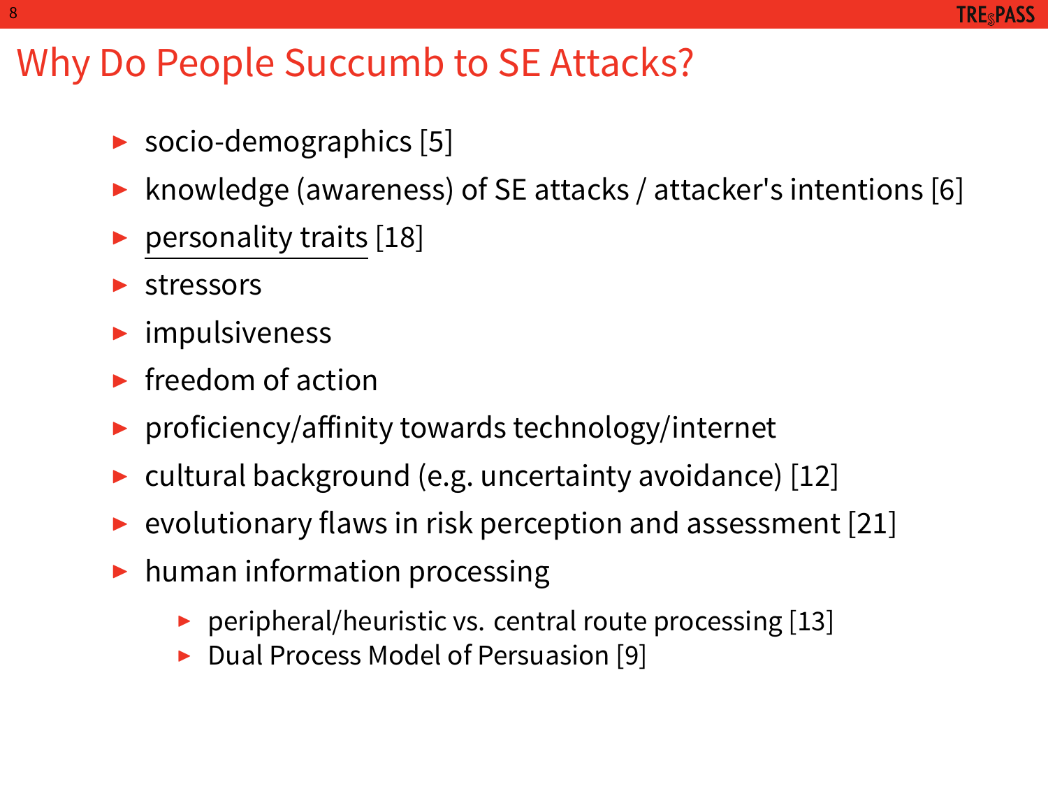# Why Do People Succumb to SE Attacks?

- socio-demographics [5]
- knowledge (awareness) of SE attacks / attacker's intentions [6]
- personality traits [18]
- stressors
- impulsiveness
- freedom of action
- proficiency/affinity towards technology/internet
- cultural background (e.g. uncertainty avoidance) [12]
- evolutionary flaws in risk perception and assessment [21]
- human information processing
  - peripheral/heuristic vs. central route processing [13]
  - Dual Process Model of Persuasion [9]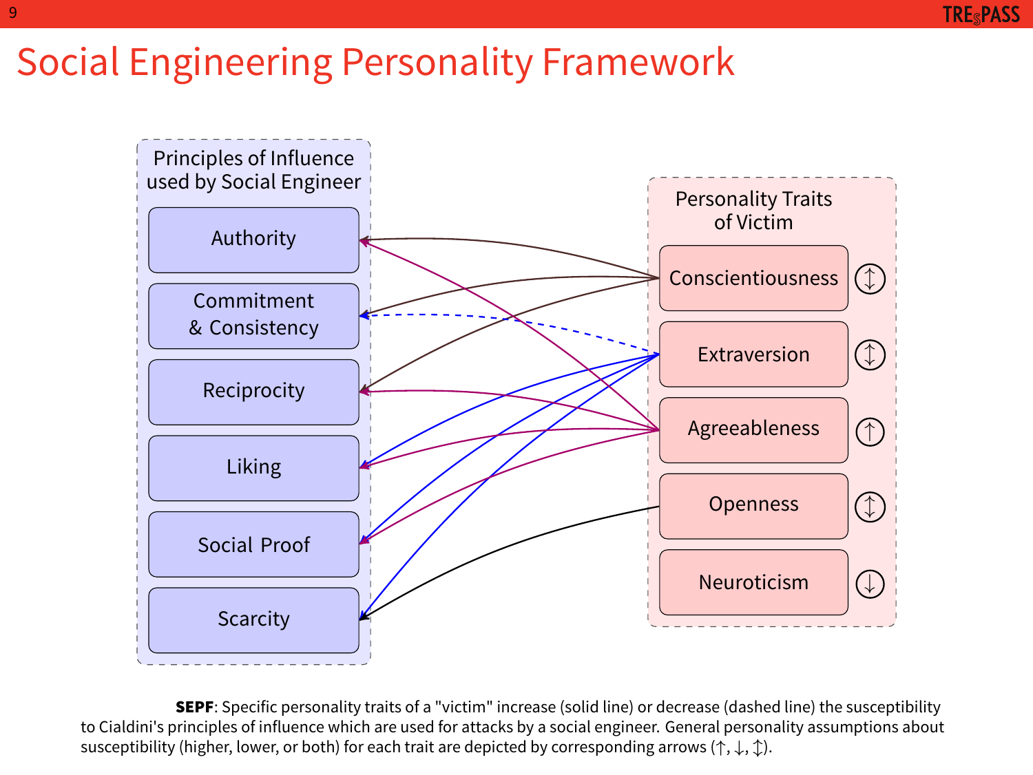# Social Engineering Personality Framework

Principles of Influence used by Social Engineer

- Authority
- Commitment & Consistency
- Reciprocity
- Liking
- Social Proof
- Scarcity

Personality Traits of Victim

- Conscientiousness ↕
- Extraversion ↕
- Agreeableness ↑
- Openness ↕
- Neuroticism ↓

**SEPF**: Specific personality traits of a "victim" increase (solid line) or decrease (dashed line) the susceptibility to Cialdini's principles of influence which are used for attacks by a social engineer. General personality assumptions about susceptibility (higher, lower, or both) for each trait are depicted by corresponding arrows (↑, ↓, ↕).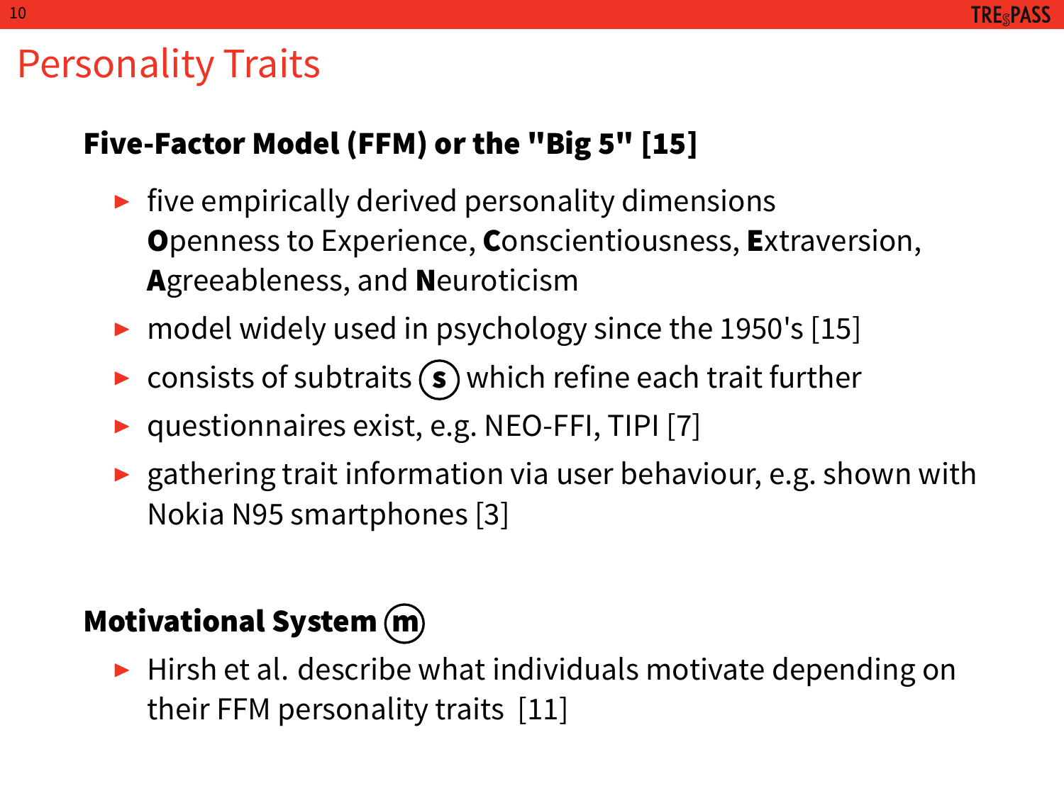# Personality Traits

## Five-Factor Model (FFM) or the "Big 5" [15]

- five empirically derived personality dimensions **O**penness to Experience, **C**onscientiousness, **E**xtraversion, **A**greeableness, and **N**euroticism
- model widely used in psychology since the 1950's [15]
- consists of subtraits (s) which refine each trait further
- questionnaires exist, e.g. NEO-FFI, TIPI [7]
- gathering trait information via user behaviour, e.g. shown with Nokia N95 smartphones [3]

## Motivational System (m)

- Hirsh et al. describe what individuals motivate depending on their FFM personality traits [11]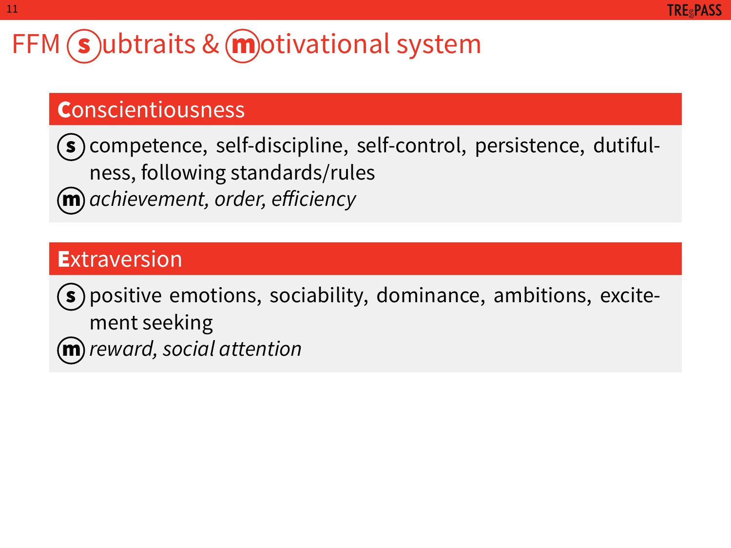# FFM (s)ubtraits & (m)otivational system

## Conscientiousness

(s) competence, self-discipline, self-control, persistence, dutifulness, following standards/rules

(m) *achievement, order, efficiency*

## Extraversion

(s) positive emotions, sociability, dominance, ambitions, excitement seeking

(m) *reward, social attention*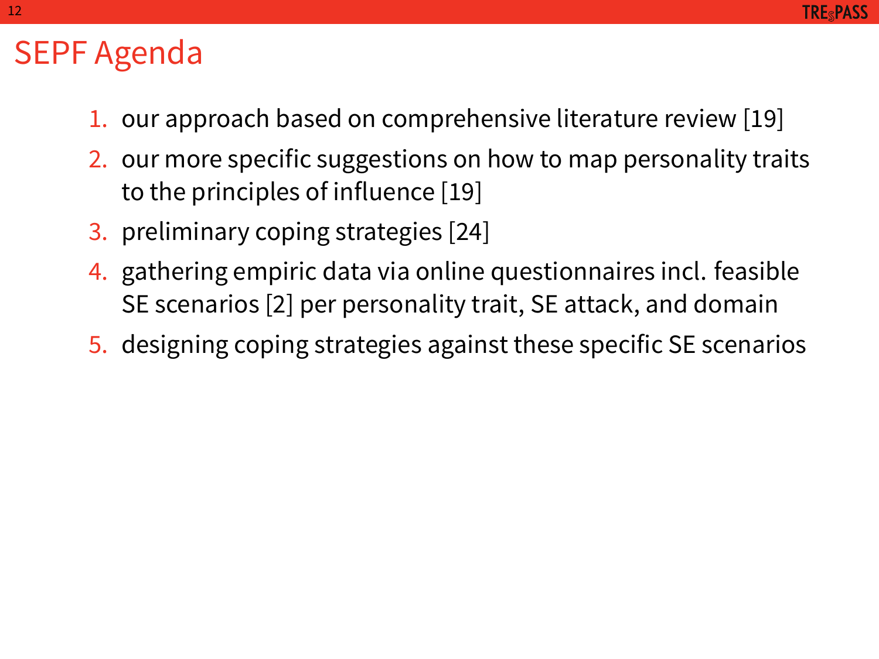# SEPF Agenda

1. our approach based on comprehensive literature review [19]
2. our more specific suggestions on how to map personality traits to the principles of influence [19]
3. preliminary coping strategies [24]
4. gathering empiric data via online questionnaires incl. feasible SE scenarios [2] per personality trait, SE attack, and domain
5. designing coping strategies against these specific SE scenarios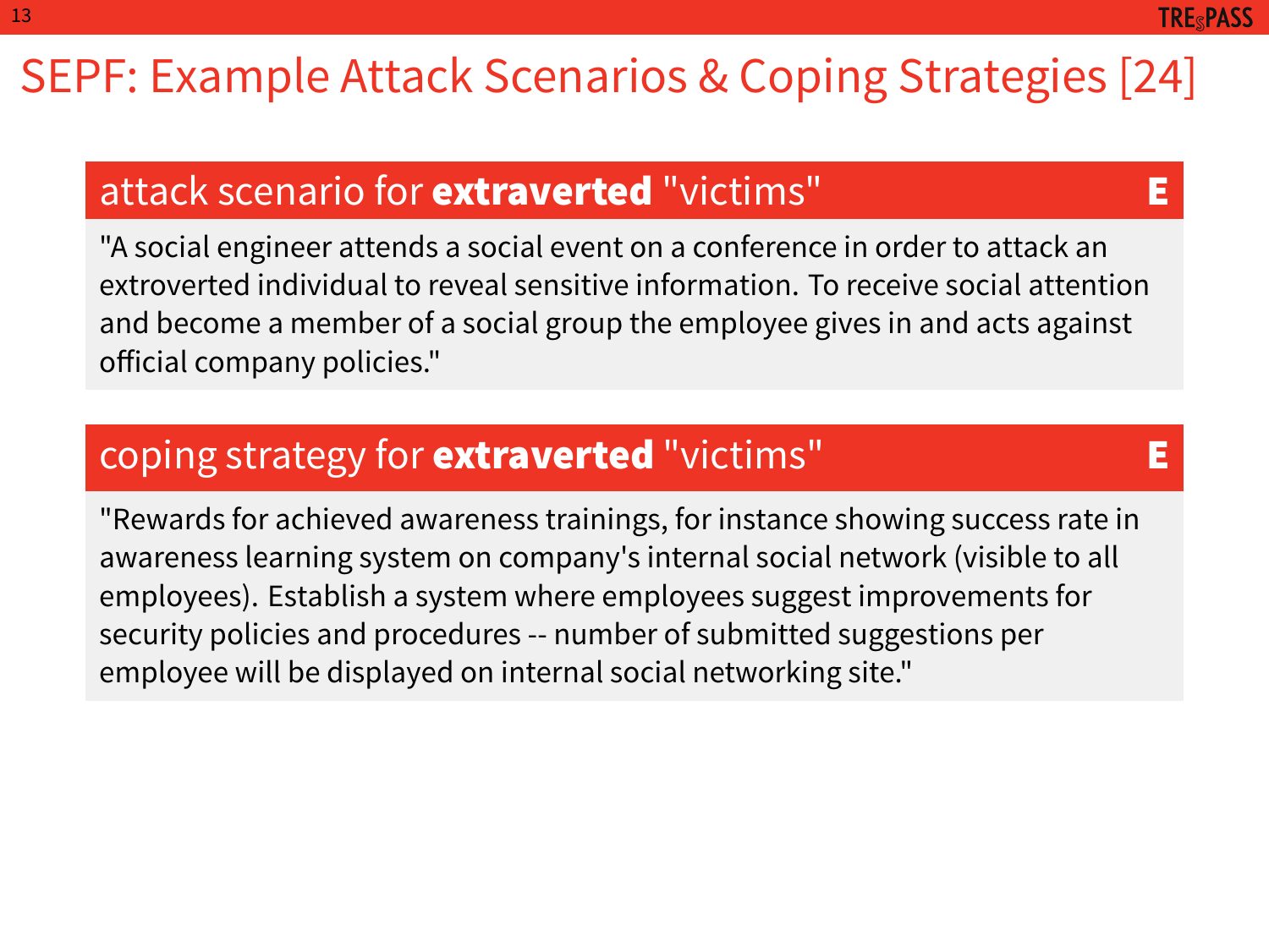# SEPF: Example Attack Scenarios & Coping Strategies [24]

## attack scenario for **extraverted** "victims" — E

"A social engineer attends a social event on a conference in order to attack an extroverted individual to reveal sensitive information. To receive social attention and become a member of a social group the employee gives in and acts against official company policies."

## coping strategy for **extraverted** "victims" — E

"Rewards for achieved awareness trainings, for instance showing success rate in awareness learning system on company's internal social network (visible to all employees). Establish a system where employees suggest improvements for security policies and procedures -- number of submitted suggestions per employee will be displayed on internal social networking site."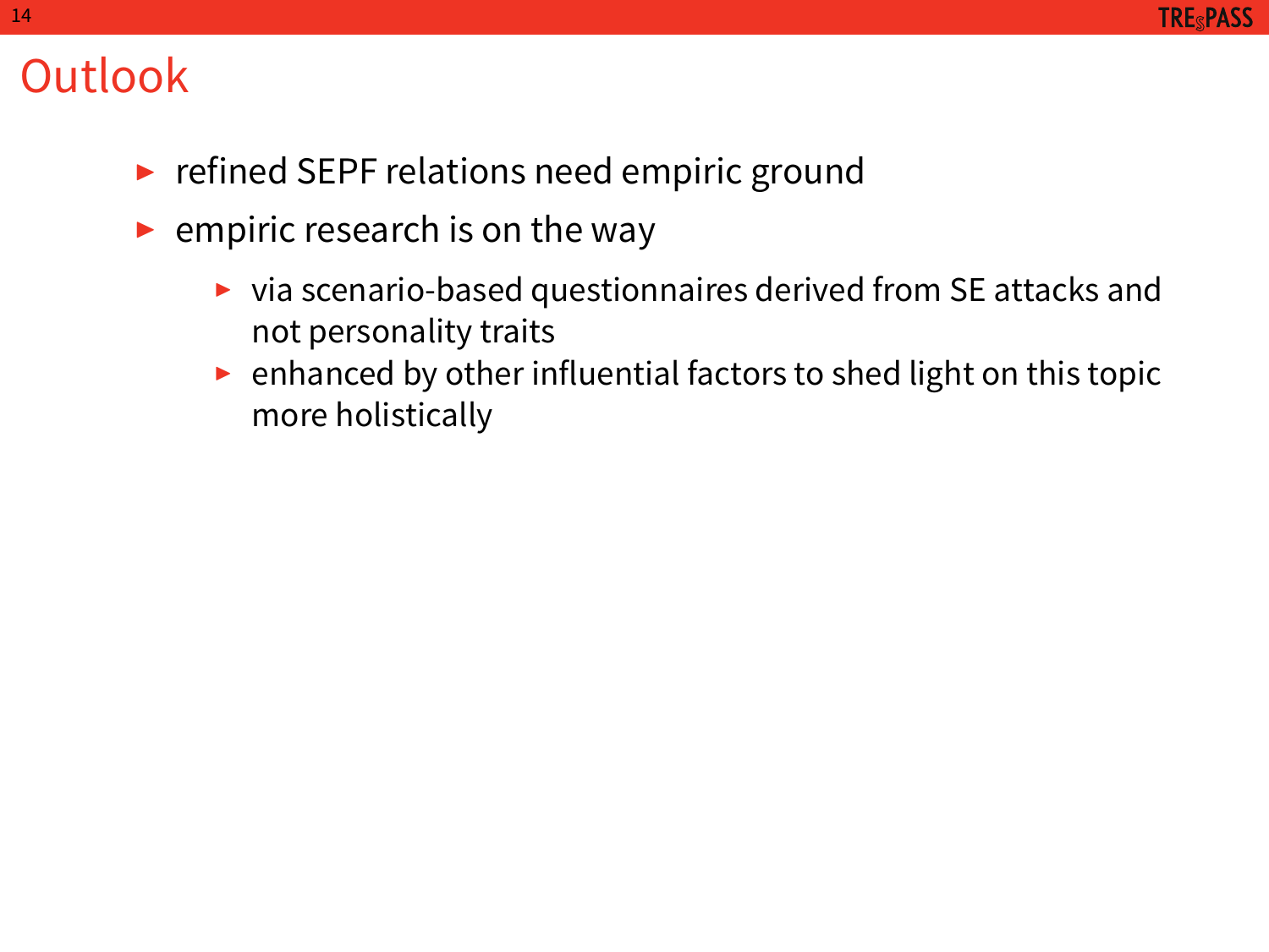# Outlook

- refined SEPF relations need empiric ground
- empiric research is on the way
  - via scenario-based questionnaires derived from SE attacks and not personality traits
  - enhanced by other influential factors to shed light on this topic more holistically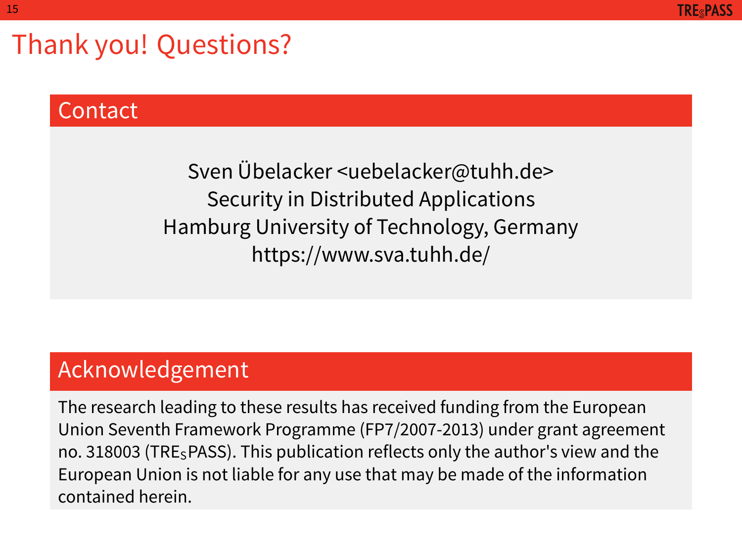# Thank you! Questions?

## Contact

Sven Übelacker <uebelacker@tuhh.de>
Security in Distributed Applications
Hamburg University of Technology, Germany
https://www.sva.tuhh.de/

## Acknowledgement

The research leading to these results has received funding from the European Union Seventh Framework Programme (FP7/2007-2013) under grant agreement no. 318003 (TRE$_S$PASS). This publication reflects only the author's view and the European Union is not liable for any use that may be made of the information contained herein.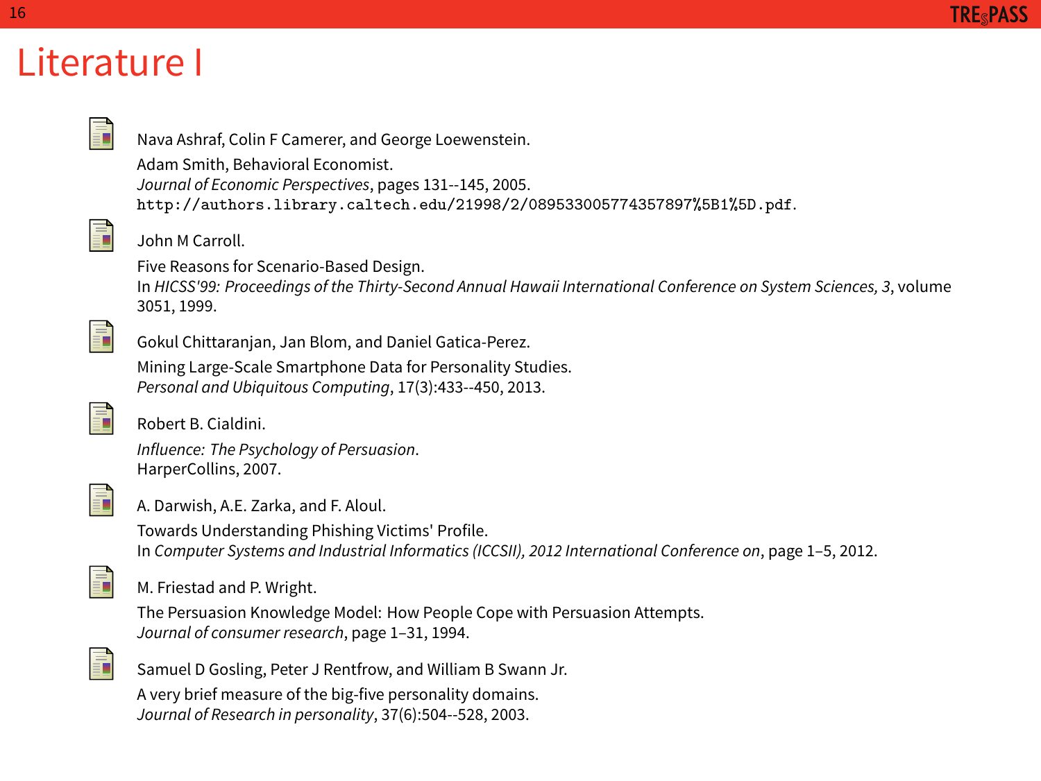# Literature I

Nava Ashraf, Colin F Camerer, and George Loewenstein.
Adam Smith, Behavioral Economist.
*Journal of Economic Perspectives*, pages 131--145, 2005.
`http://authors.library.caltech.edu/21998/2/089533005774357897%5B1%5D.pdf`.

John M Carroll.
Five Reasons for Scenario-Based Design.
In *HICSS'99: Proceedings of the Thirty-Second Annual Hawaii International Conference on System Sciences, 3*, volume 3051, 1999.

Gokul Chittaranjan, Jan Blom, and Daniel Gatica-Perez.
Mining Large-Scale Smartphone Data for Personality Studies.
*Personal and Ubiquitous Computing*, 17(3):433--450, 2013.

Robert B. Cialdini.
*Influence: The Psychology of Persuasion*.
HarperCollins, 2007.

A. Darwish, A.E. Zarka, and F. Aloul.
Towards Understanding Phishing Victims' Profile.
In *Computer Systems and Industrial Informatics (ICCSII), 2012 International Conference on*, page 1–5, 2012.

M. Friestad and P. Wright.
The Persuasion Knowledge Model: How People Cope with Persuasion Attempts.
*Journal of consumer research*, page 1–31, 1994.

Samuel D Gosling, Peter J Rentfrow, and William B Swann Jr.
A very brief measure of the big-five personality domains.
*Journal of Research in personality*, 37(6):504--528, 2003.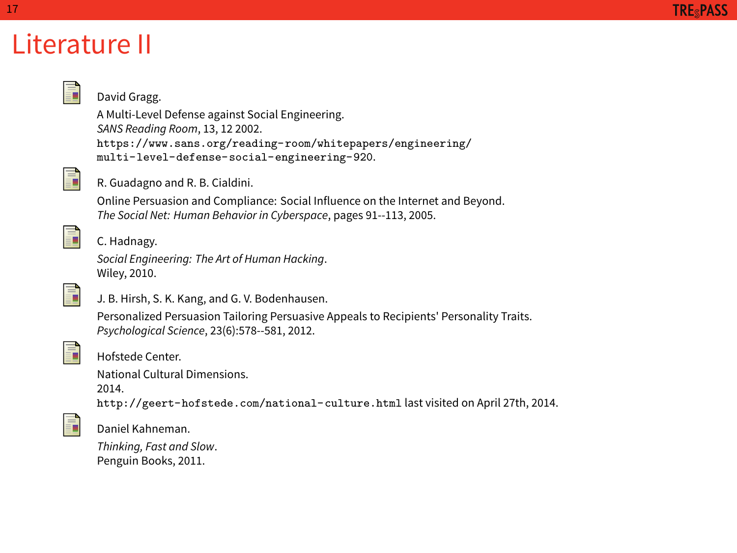# Literature II

David Gragg.
A Multi-Level Defense against Social Engineering.
*SANS Reading Room*, 13, 12 2002.
`https://www.sans.org/reading-room/whitepapers/engineering/multi-level-defense-social-engineering-920`.

R. Guadagno and R. B. Cialdini.
Online Persuasion and Compliance: Social Influence on the Internet and Beyond.
*The Social Net: Human Behavior in Cyberspace*, pages 91--113, 2005.

C. Hadnagy.
*Social Engineering: The Art of Human Hacking*.
Wiley, 2010.

J. B. Hirsh, S. K. Kang, and G. V. Bodenhausen.
Personalized Persuasion Tailoring Persuasive Appeals to Recipients' Personality Traits.
*Psychological Science*, 23(6):578--581, 2012.

Hofstede Center.
National Cultural Dimensions.
2014.
`http://geert-hofstede.com/national-culture.html` last visited on April 27th, 2014.

Daniel Kahneman.
*Thinking, Fast and Slow*.
Penguin Books, 2011.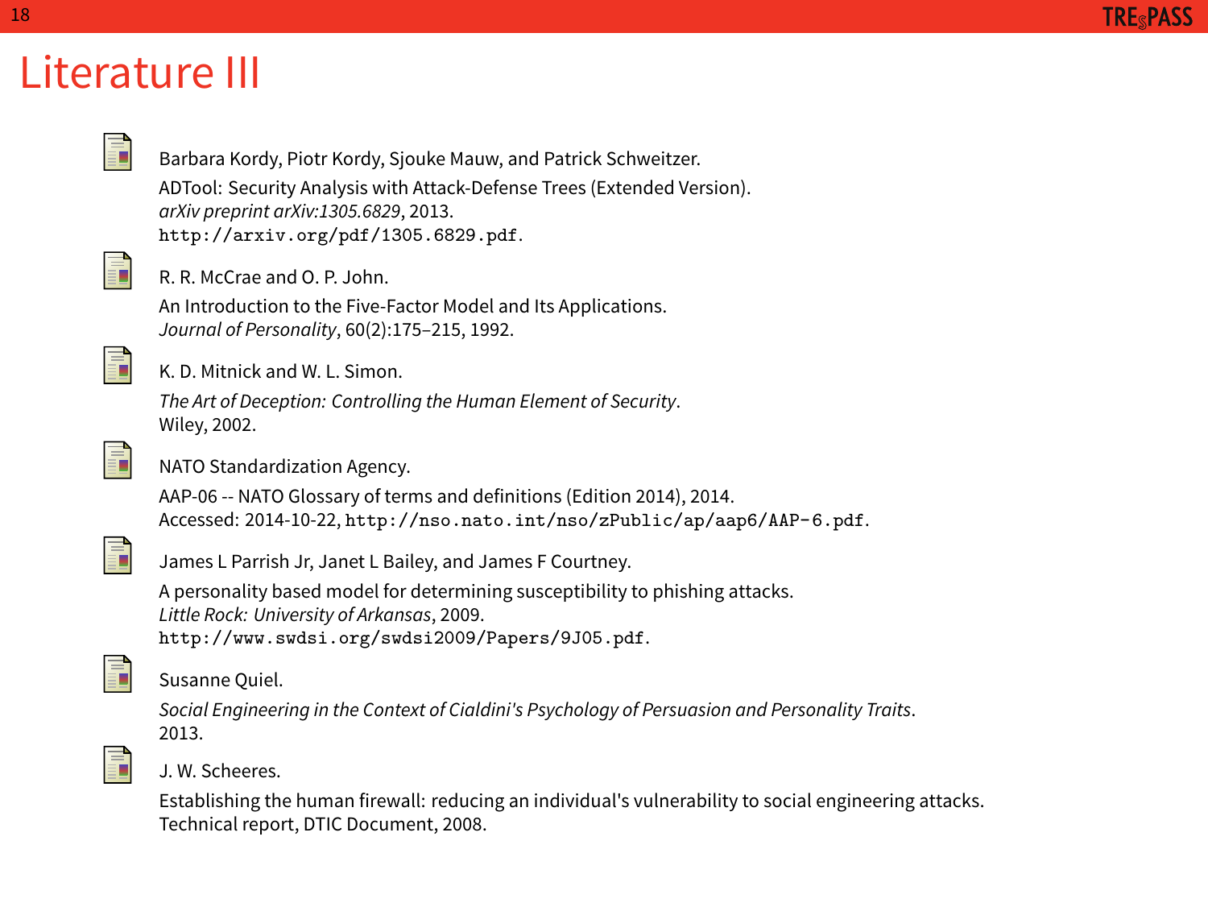# Literature III

- Barbara Kordy, Piotr Kordy, Sjouke Mauw, and Patrick Schweitzer.
  ADTool: Security Analysis with Attack-Defense Trees (Extended Version).
  *arXiv preprint arXiv:1305.6829*, 2013.
  `http://arxiv.org/pdf/1305.6829.pdf`.

- R. R. McCrae and O. P. John.
  An Introduction to the Five-Factor Model and Its Applications.
  *Journal of Personality*, 60(2):175–215, 1992.

- K. D. Mitnick and W. L. Simon.
  *The Art of Deception: Controlling the Human Element of Security*.
  Wiley, 2002.

- NATO Standardization Agency.
  AAP-06 -- NATO Glossary of terms and definitions (Edition 2014), 2014.
  Accessed: 2014-10-22, `http://nso.nato.int/nso/zPublic/ap/aap6/AAP-6.pdf`.

- James L Parrish Jr, Janet L Bailey, and James F Courtney.
  A personality based model for determining susceptibility to phishing attacks.
  *Little Rock: University of Arkansas*, 2009.
  `http://www.swdsi.org/swdsi2009/Papers/9J05.pdf`.

- Susanne Quiel.
  *Social Engineering in the Context of Cialdini's Psychology of Persuasion and Personality Traits*.
  2013.

- J. W. Scheeres.
  Establishing the human firewall: reducing an individual's vulnerability to social engineering attacks.
  Technical report, DTIC Document, 2008.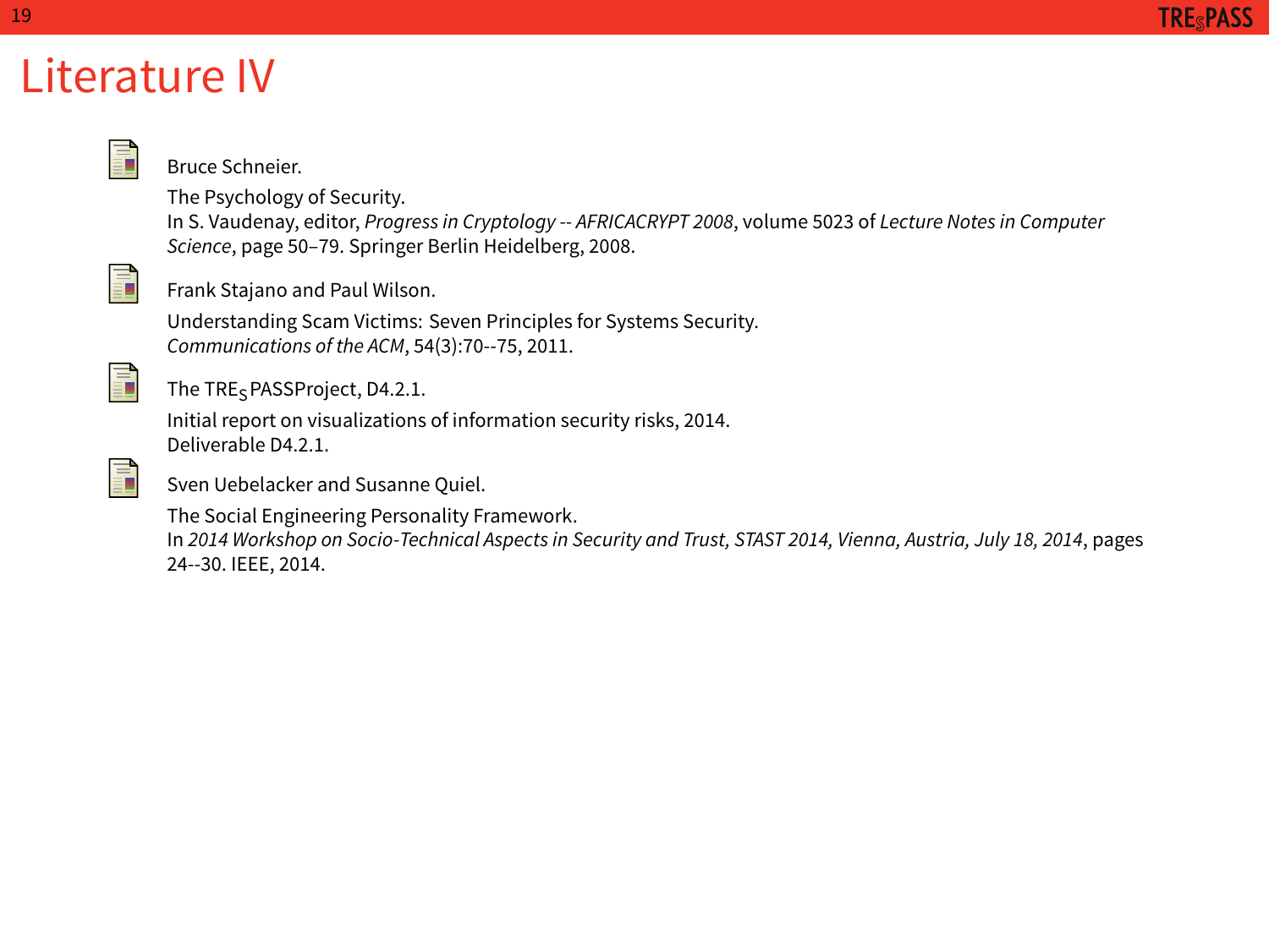# Literature IV

Bruce Schneier.

The Psychology of Security.
In S. Vaudenay, editor, *Progress in Cryptology -- AFRICACRYPT 2008*, volume 5023 of *Lecture Notes in Computer Science*, page 50–79. Springer Berlin Heidelberg, 2008.

Frank Stajano and Paul Wilson.

Understanding Scam Victims: Seven Principles for Systems Security.
*Communications of the ACM*, 54(3):70--75, 2011.

The TRE$_S$PASSProject, D4.2.1.

Initial report on visualizations of information security risks, 2014.
Deliverable D4.2.1.

Sven Uebelacker and Susanne Quiel.

The Social Engineering Personality Framework.
In *2014 Workshop on Socio-Technical Aspects in Security and Trust, STAST 2014, Vienna, Austria, July 18, 2014*, pages 24--30. IEEE, 2014.